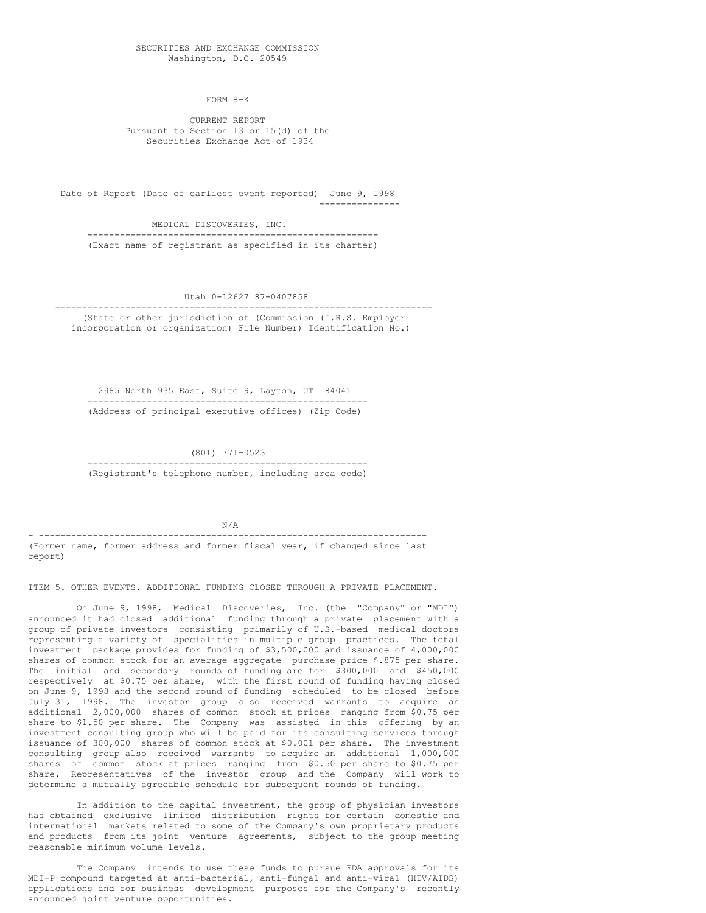SECURITIES AND EXCHANGE COMMISSION
Washington, D.C. 20549

# FORM 8-K

CURRENT REPORT
Pursuant to Section 13 or 15(d) of the
Securities Exchange Act of 1934

Date of Report (Date of earliest event reported) June 9, 1998

MEDICAL DISCOVERIES, INC.

(Exact name of registrant as specified in its charter)

Utah 0-12627 87-0407858

(State or other jurisdiction of (Commission (I.R.S. Employer incorporation or organization) File Number) Identification No.)

2985 North 935 East, Suite 9, Layton, UT 84041

(Address of principal executive offices) (Zip Code)

(801) 771-0523

(Registrant's telephone number, including area code)

N/A

(Former name, former address and former fiscal year, if changed since last report)

ITEM 5. OTHER EVENTS. ADDITIONAL FUNDING CLOSED THROUGH A PRIVATE PLACEMENT.

On June 9, 1998, Medical Discoveries, Inc. (the "Company" or "MDI") announced it had closed additional funding through a private placement with a group of private investors consisting primarily of U.S.-based medical doctors representing a variety of specialities in multiple group practices. The total investment package provides for funding of $3,500,000 and issuance of 4,000,000 shares of common stock for an average aggregate purchase price $.875 per share. The initial and secondary rounds of funding are for $300,000 and $450,000 respectively at $0.75 per share, with the first round of funding having closed on June 9, 1998 and the second round of funding scheduled to be closed before July 31, 1998. The investor group also received warrants to acquire an additional 2,000,000 shares of common stock at prices ranging from $0.75 per share to $1.50 per share. The Company was assisted in this offering by an investment consulting group who will be paid for its consulting services through issuance of 300,000 shares of common stock at $0.001 per share. The investment consulting group also received warrants to acquire an additional 1,000,000 shares of common stock at prices ranging from $0.50 per share to $0.75 per share. Representatives of the investor group and the Company will work to determine a mutually agreeable schedule for subsequent rounds of funding.

In addition to the capital investment, the group of physician investors has obtained exclusive limited distribution rights for certain domestic and international markets related to some of the Company's own proprietary products and products from its joint venture agreements, subject to the group meeting reasonable minimum volume levels.

The Company intends to use these funds to pursue FDA approvals for its MDI-P compound targeted at anti-bacterial, anti-fungal and anti-viral (HIV/AIDS) applications and for business development purposes for the Company's recently announced joint venture opportunities.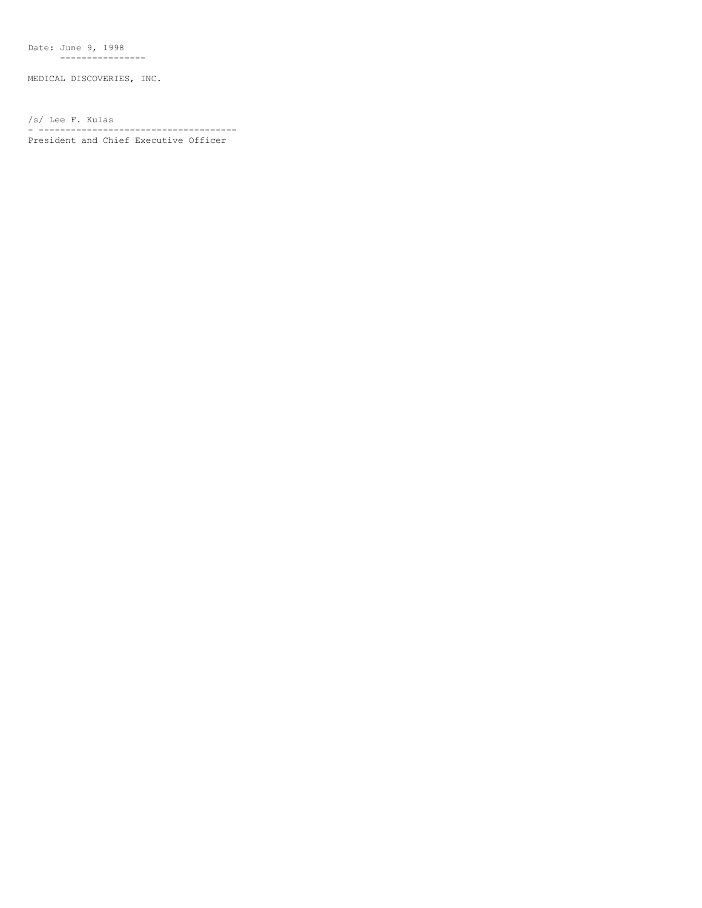Date: June 9, 1998

MEDICAL DISCOVERIES, INC.

/s/ Lee F. Kulas

President and Chief Executive Officer